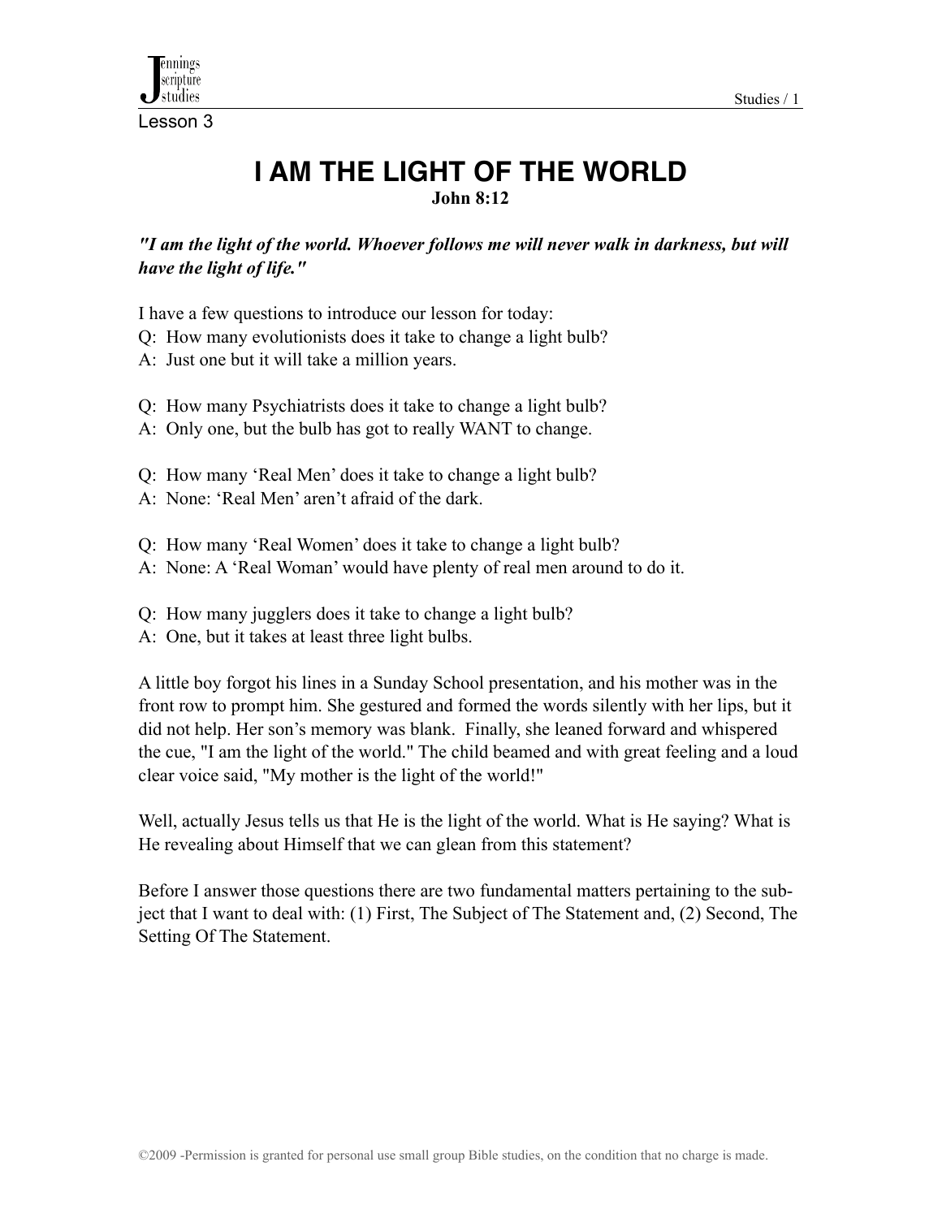Lesson 3

# I AM THE LIGHT OF THE WORLD

**John 8:12**

***"I am the light of the world. Whoever follows me will never walk in darkness, but will have the light of life."***

I have a few questions to introduce our lesson for today:

Q: How many evolutionists does it take to change a light bulb?
A: Just one but it will take a million years.

Q: How many Psychiatrists does it take to change a light bulb?
A: Only one, but the bulb has got to really WANT to change.

Q: How many 'Real Men' does it take to change a light bulb?
A: None: 'Real Men' aren't afraid of the dark.

Q: How many 'Real Women' does it take to change a light bulb?
A: None: A 'Real Woman' would have plenty of real men around to do it.

Q: How many jugglers does it take to change a light bulb?
A: One, but it takes at least three light bulbs.

A little boy forgot his lines in a Sunday School presentation, and his mother was in the front row to prompt him. She gestured and formed the words silently with her lips, but it did not help. Her son's memory was blank. Finally, she leaned forward and whispered the cue, "I am the light of the world." The child beamed and with great feeling and a loud clear voice said, "My mother is the light of the world!"

Well, actually Jesus tells us that He is the light of the world. What is He saying? What is He revealing about Himself that we can glean from this statement?

Before I answer those questions there are two fundamental matters pertaining to the subject that I want to deal with: (1) First, The Subject of The Statement and, (2) Second, The Setting Of The Statement.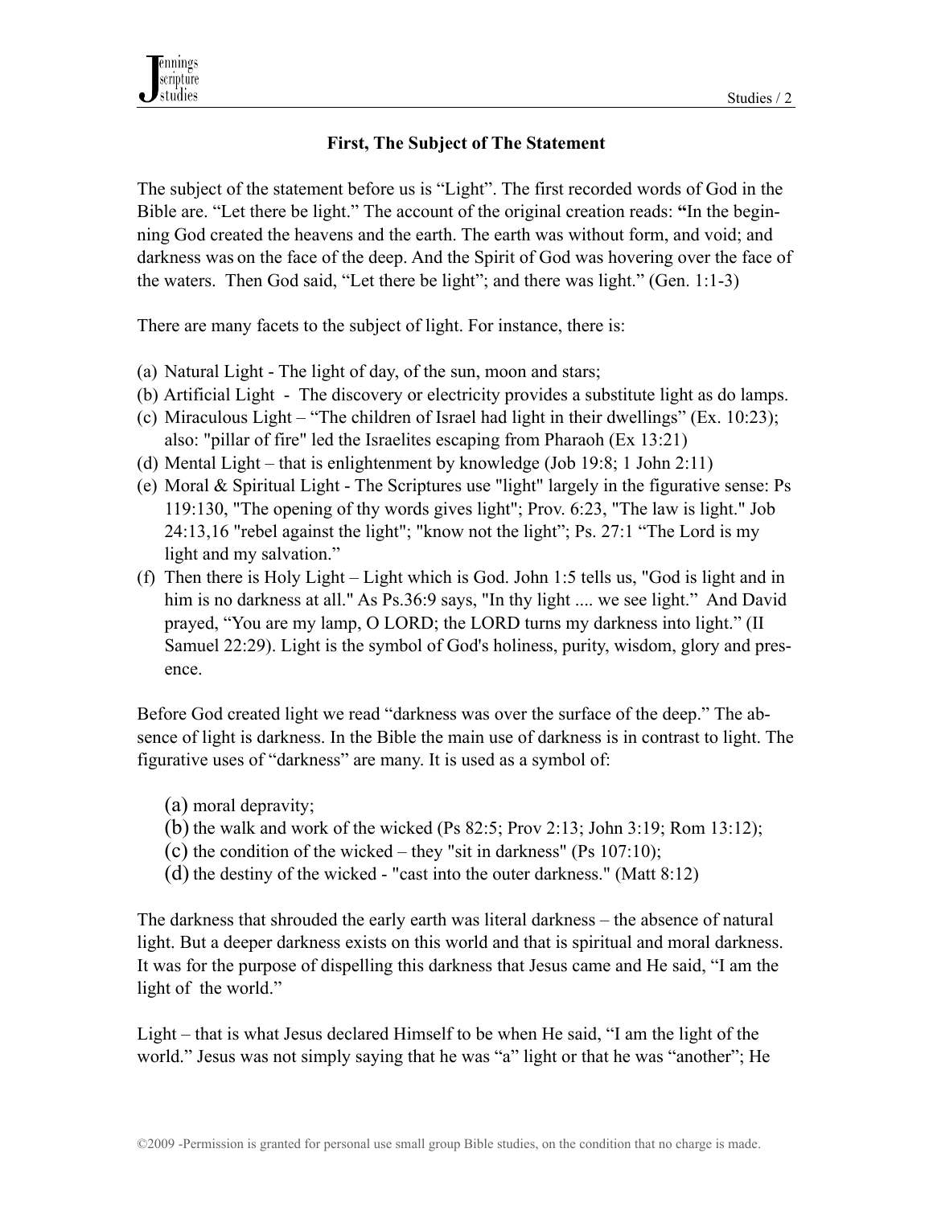## First, The Subject of The Statement

The subject of the statement before us is "Light". The first recorded words of God in the Bible are. "Let there be light." The account of the original creation reads: **"**In the beginning God created the heavens and the earth. The earth was without form, and void; and darkness was on the face of the deep. And the Spirit of God was hovering over the face of the waters. Then God said, "Let there be light"; and there was light." (Gen. 1:1-3)

There are many facets to the subject of light. For instance, there is:

(a) Natural Light - The light of day, of the sun, moon and stars;
(b) Artificial Light - The discovery or electricity provides a substitute light as do lamps.
(c) Miraculous Light – "The children of Israel had light in their dwellings" (Ex. 10:23); also: "pillar of fire" led the Israelites escaping from Pharaoh (Ex 13:21)
(d) Mental Light – that is enlightenment by knowledge (Job 19:8; 1 John 2:11)
(e) Moral & Spiritual Light - The Scriptures use "light" largely in the figurative sense: Ps 119:130, "The opening of thy words gives light"; Prov. 6:23, "The law is light." Job 24:13,16 "rebel against the light"; "know not the light"; Ps. 27:1 "The Lord is my light and my salvation."
(f) Then there is Holy Light – Light which is God. John 1:5 tells us, "God is light and in him is no darkness at all." As Ps.36:9 says, "In thy light .... we see light." And David prayed, "You are my lamp, O LORD; the LORD turns my darkness into light." (II Samuel 22:29). Light is the symbol of God's holiness, purity, wisdom, glory and presence.

Before God created light we read "darkness was over the surface of the deep." The absence of light is darkness. In the Bible the main use of darkness is in contrast to light. The figurative uses of "darkness" are many. It is used as a symbol of:

(a) moral depravity;
(b) the walk and work of the wicked (Ps 82:5; Prov 2:13; John 3:19; Rom 13:12);
(c) the condition of the wicked – they "sit in darkness" (Ps 107:10);
(d) the destiny of the wicked - "cast into the outer darkness." (Matt 8:12)

The darkness that shrouded the early earth was literal darkness – the absence of natural light. But a deeper darkness exists on this world and that is spiritual and moral darkness. It was for the purpose of dispelling this darkness that Jesus came and He said, "I am the light of the world."

Light – that is what Jesus declared Himself to be when He said, "I am the light of the world." Jesus was not simply saying that he was "a" light or that he was "another"; He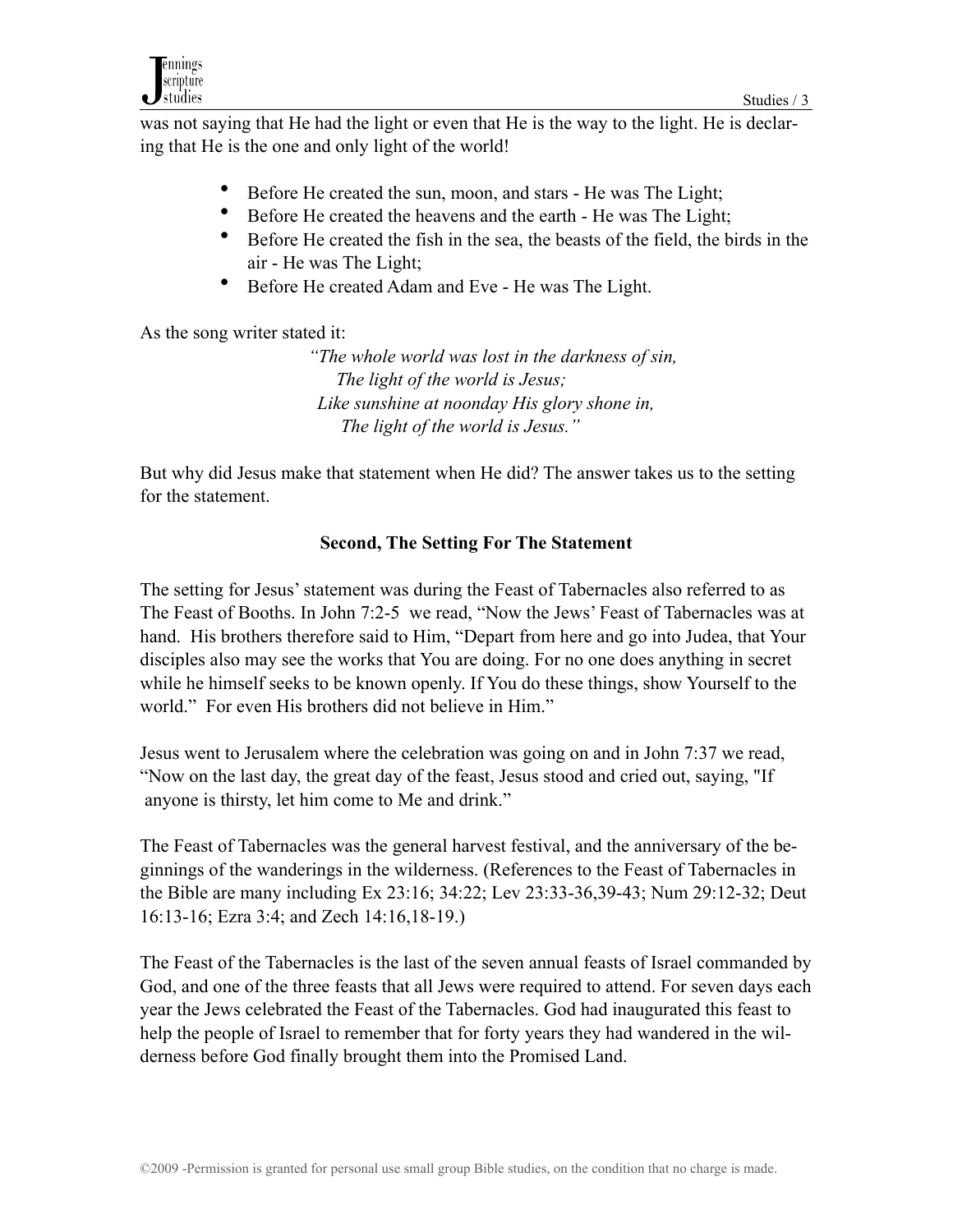was not saying that He had the light or even that He is the way to the light. He is declaring that He is the one and only light of the world!

- Before He created the sun, moon, and stars - He was The Light;
- Before He created the heavens and the earth - He was The Light;
- Before He created the fish in the sea, the beasts of the field, the birds in the air - He was The Light;
- Before He created Adam and Eve - He was The Light.

As the song writer stated it:

*"The whole world was lost in the darkness of sin,*
*The light of the world is Jesus;*
*Like sunshine at noonday His glory shone in,*
*The light of the world is Jesus."*

But why did Jesus make that statement when He did? The answer takes us to the setting for the statement.

**Second, The Setting For The Statement**

The setting for Jesus' statement was during the Feast of Tabernacles also referred to as The Feast of Booths. In John 7:2-5 we read, "Now the Jews' Feast of Tabernacles was at hand. His brothers therefore said to Him, "Depart from here and go into Judea, that Your disciples also may see the works that You are doing. For no one does anything in secret while he himself seeks to be known openly. If You do these things, show Yourself to the world." For even His brothers did not believe in Him."

Jesus went to Jerusalem where the celebration was going on and in John 7:37 we read, "Now on the last day, the great day of the feast, Jesus stood and cried out, saying, "If anyone is thirsty, let him come to Me and drink."

The Feast of Tabernacles was the general harvest festival, and the anniversary of the beginnings of the wanderings in the wilderness. (References to the Feast of Tabernacles in the Bible are many including Ex 23:16; 34:22; Lev 23:33-36,39-43; Num 29:12-32; Deut 16:13-16; Ezra 3:4; and Zech 14:16,18-19.)

The Feast of the Tabernacles is the last of the seven annual feasts of Israel commanded by God, and one of the three feasts that all Jews were required to attend. For seven days each year the Jews celebrated the Feast of the Tabernacles. God had inaugurated this feast to help the people of Israel to remember that for forty years they had wandered in the wilderness before God finally brought them into the Promised Land.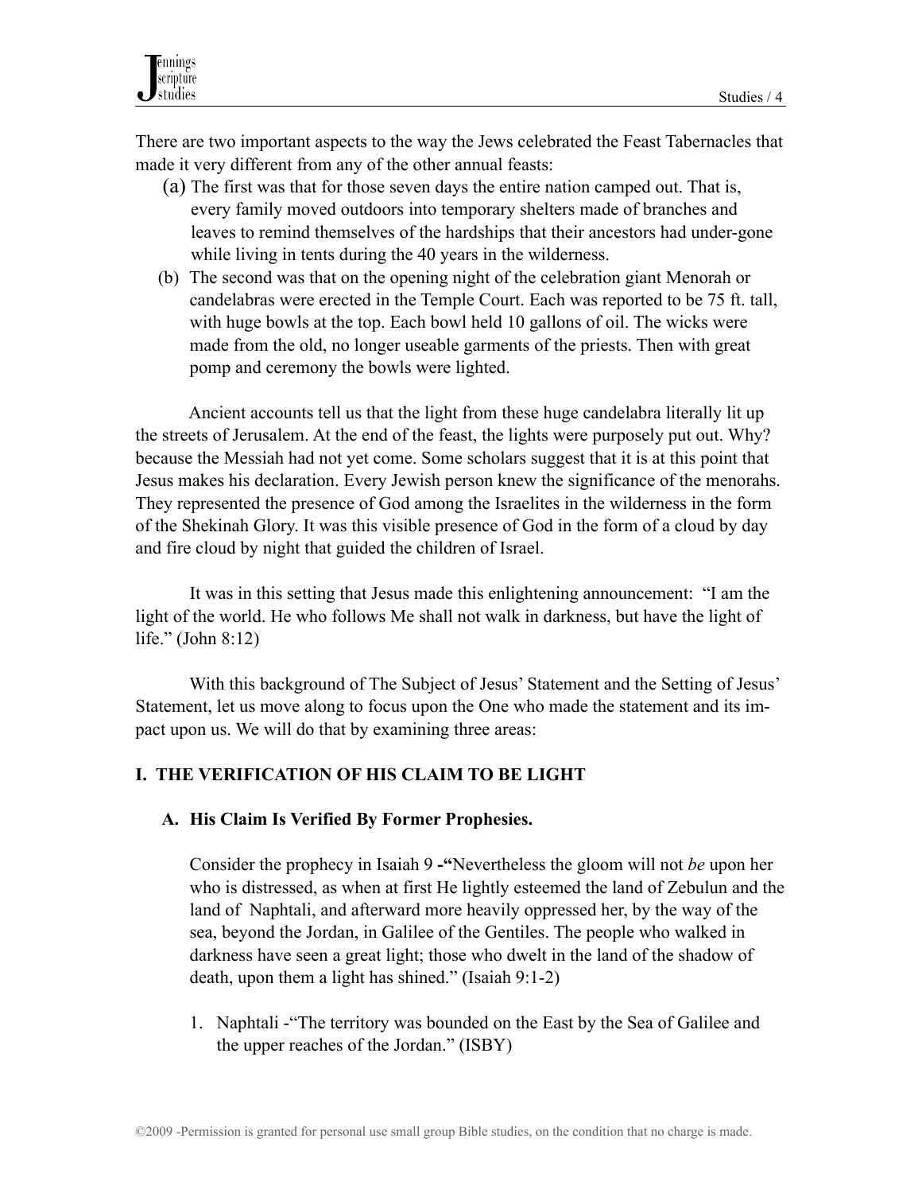There are two important aspects to the way the Jews celebrated the Feast Tabernacles that made it very different from any of the other annual feasts:

(a) The first was that for those seven days the entire nation camped out. That is, every family moved outdoors into temporary shelters made of branches and leaves to remind themselves of the hardships that their ancestors had under-gone while living in tents during the 40 years in the wilderness.

(b) The second was that on the opening night of the celebration giant Menorah or candelabras were erected in the Temple Court. Each was reported to be 75 ft. tall, with huge bowls at the top. Each bowl held 10 gallons of oil. The wicks were made from the old, no longer useable garments of the priests. Then with great pomp and ceremony the bowls were lighted.

Ancient accounts tell us that the light from these huge candelabra literally lit up the streets of Jerusalem. At the end of the feast, the lights were purposely put out. Why? because the Messiah had not yet come. Some scholars suggest that it is at this point that Jesus makes his declaration. Every Jewish person knew the significance of the menorahs. They represented the presence of God among the Israelites in the wilderness in the form of the Shekinah Glory. It was this visible presence of God in the form of a cloud by day and fire cloud by night that guided the children of Israel.

It was in this setting that Jesus made this enlightening announcement: "I am the light of the world. He who follows Me shall not walk in darkness, but have the light of life." (John 8:12)

With this background of The Subject of Jesus' Statement and the Setting of Jesus' Statement, let us move along to focus upon the One who made the statement and its impact upon us. We will do that by examining three areas:

## I. THE VERIFICATION OF HIS CLAIM TO BE LIGHT

### A. His Claim Is Verified By Former Prophesies.

Consider the prophecy in Isaiah 9 **-"**Nevertheless the gloom will not *be* upon her who is distressed, as when at first He lightly esteemed the land of Zebulun and the land of Naphtali, and afterward more heavily oppressed her, by the way of the sea, beyond the Jordan, in Galilee of the Gentiles. The people who walked in darkness have seen a great light; those who dwelt in the land of the shadow of death, upon them a light has shined." (Isaiah 9:1-2)

1. Naphtali -"The territory was bounded on the East by the Sea of Galilee and the upper reaches of the Jordan." (ISBY)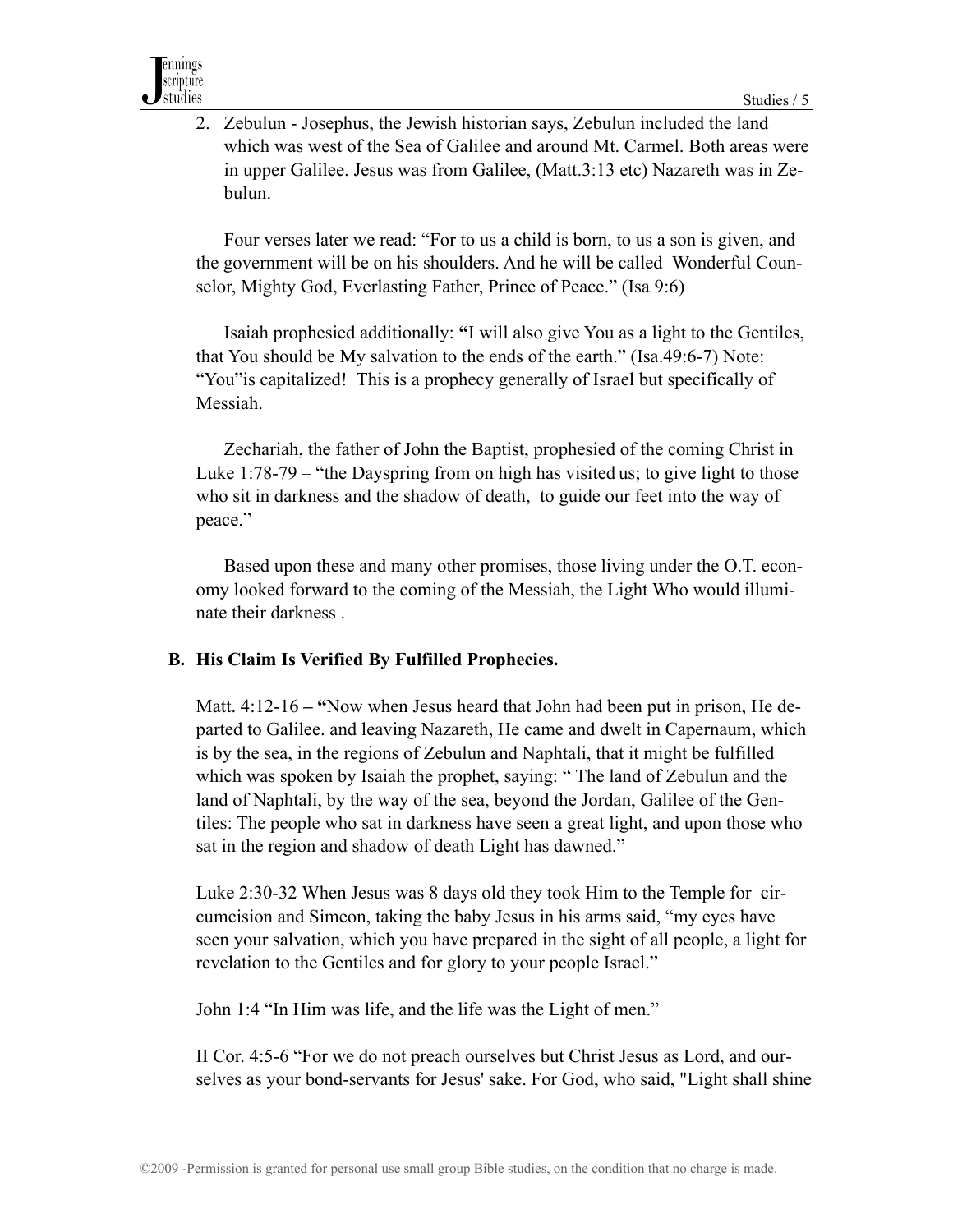2. Zebulun - Josephus, the Jewish historian says, Zebulun included the land which was west of the Sea of Galilee and around Mt. Carmel. Both areas were in upper Galilee. Jesus was from Galilee, (Matt.3:13 etc) Nazareth was in Zebulun.

Four verses later we read: "For to us a child is born, to us a son is given, and the government will be on his shoulders. And he will be called Wonderful Counselor, Mighty God, Everlasting Father, Prince of Peace." (Isa 9:6)

Isaiah prophesied additionally: **"**I will also give You as a light to the Gentiles, that You should be My salvation to the ends of the earth." (Isa.49:6-7) Note: "You"is capitalized! This is a prophecy generally of Israel but specifically of Messiah.

Zechariah, the father of John the Baptist, prophesied of the coming Christ in Luke 1:78-79 – "the Dayspring from on high has visited us; to give light to those who sit in darkness and the shadow of death, to guide our feet into the way of peace."

Based upon these and many other promises, those living under the O.T. economy looked forward to the coming of the Messiah, the Light Who would illuminate their darkness .

**B. His Claim Is Verified By Fulfilled Prophecies.**

Matt. 4:12-16 **– "**Now when Jesus heard that John had been put in prison, He departed to Galilee. and leaving Nazareth, He came and dwelt in Capernaum, which is by the sea, in the regions of Zebulun and Naphtali, that it might be fulfilled which was spoken by Isaiah the prophet, saying: " The land of Zebulun and the land of Naphtali, by the way of the sea, beyond the Jordan, Galilee of the Gentiles: The people who sat in darkness have seen a great light, and upon those who sat in the region and shadow of death Light has dawned."

Luke 2:30-32 When Jesus was 8 days old they took Him to the Temple for circumcision and Simeon, taking the baby Jesus in his arms said, "my eyes have seen your salvation, which you have prepared in the sight of all people, a light for revelation to the Gentiles and for glory to your people Israel."

John 1:4 "In Him was life, and the life was the Light of men."

II Cor. 4:5-6 "For we do not preach ourselves but Christ Jesus as Lord, and ourselves as your bond-servants for Jesus' sake. For God, who said, "Light shall shine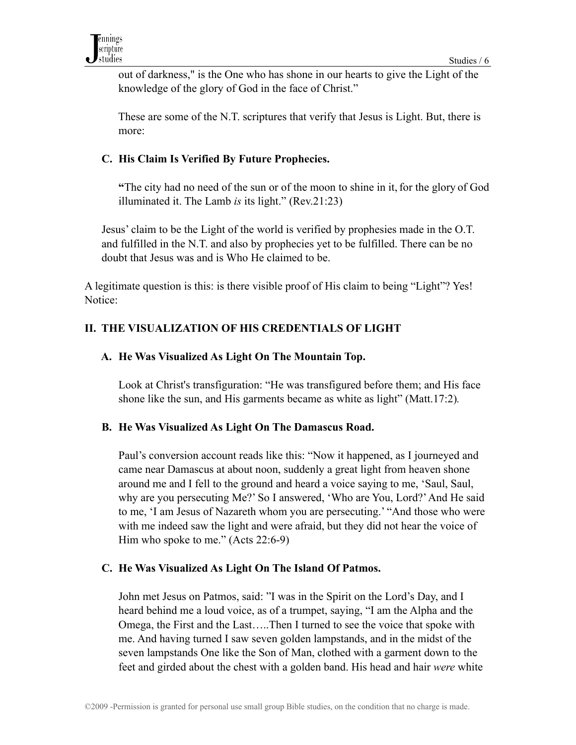out of darkness," is the One who has shone in our hearts to give the Light of the knowledge of the glory of God in the face of Christ."

These are some of the N.T. scriptures that verify that Jesus is Light. But, there is more:

### C. His Claim Is Verified By Future Prophecies.

**"**The city had no need of the sun or of the moon to shine in it, for the glory of God illuminated it. The Lamb *is* its light." (Rev.21:23)

Jesus' claim to be the Light of the world is verified by prophesies made in the O.T. and fulfilled in the N.T. and also by prophecies yet to be fulfilled. There can be no doubt that Jesus was and is Who He claimed to be.

A legitimate question is this: is there visible proof of His claim to being "Light"? Yes! Notice:

## II. THE VISUALIZATION OF HIS CREDENTIALS OF LIGHT

### A. He Was Visualized As Light On The Mountain Top.

Look at Christ's transfiguration: "He was transfigured before them; and His face shone like the sun, and His garments became as white as light" (Matt.17:2).

### B. He Was Visualized As Light On The Damascus Road.

Paul's conversion account reads like this: "Now it happened, as I journeyed and came near Damascus at about noon, suddenly a great light from heaven shone around me and I fell to the ground and heard a voice saying to me, 'Saul, Saul, why are you persecuting Me?' So I answered, 'Who are You, Lord?' And He said to me, 'I am Jesus of Nazareth whom you are persecuting.' "And those who were with me indeed saw the light and were afraid, but they did not hear the voice of Him who spoke to me." (Acts 22:6-9)

### C. He Was Visualized As Light On The Island Of Patmos.

John met Jesus on Patmos, said: "I was in the Spirit on the Lord's Day, and I heard behind me a loud voice, as of a trumpet, saying, "I am the Alpha and the Omega, the First and the Last…..Then I turned to see the voice that spoke with me. And having turned I saw seven golden lampstands, and in the midst of the seven lampstands One like the Son of Man, clothed with a garment down to the feet and girded about the chest with a golden band. His head and hair *were* white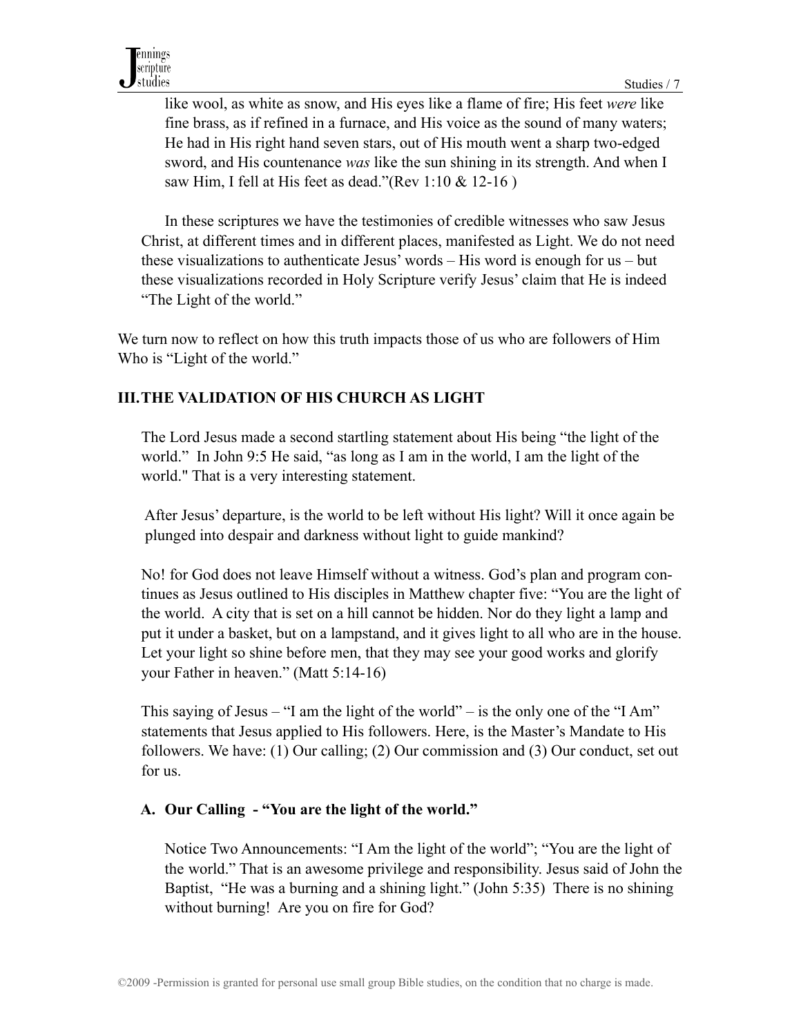like wool, as white as snow, and His eyes like a flame of fire; His feet *were* like fine brass, as if refined in a furnace, and His voice as the sound of many waters; He had in His right hand seven stars, out of His mouth went a sharp two-edged sword, and His countenance *was* like the sun shining in its strength. And when I saw Him, I fell at His feet as dead."(Rev 1:10 & 12-16 )

In these scriptures we have the testimonies of credible witnesses who saw Jesus Christ, at different times and in different places, manifested as Light. We do not need these visualizations to authenticate Jesus' words – His word is enough for us – but these visualizations recorded in Holy Scripture verify Jesus' claim that He is indeed "The Light of the world."

We turn now to reflect on how this truth impacts those of us who are followers of Him Who is "Light of the world."

## III. THE VALIDATION OF HIS CHURCH AS LIGHT

The Lord Jesus made a second startling statement about His being "the light of the world." In John 9:5 He said, "as long as I am in the world, I am the light of the world." That is a very interesting statement.

After Jesus' departure, is the world to be left without His light? Will it once again be plunged into despair and darkness without light to guide mankind?

No! for God does not leave Himself without a witness. God's plan and program continues as Jesus outlined to His disciples in Matthew chapter five: "You are the light of the world. A city that is set on a hill cannot be hidden. Nor do they light a lamp and put it under a basket, but on a lampstand, and it gives light to all who are in the house. Let your light so shine before men, that they may see your good works and glorify your Father in heaven." (Matt 5:14-16)

This saying of Jesus – "I am the light of the world" – is the only one of the "I Am" statements that Jesus applied to His followers. Here, is the Master's Mandate to His followers. We have: (1) Our calling; (2) Our commission and (3) Our conduct, set out for us.

### A. Our Calling - "You are the light of the world."

Notice Two Announcements: "I Am the light of the world"; "You are the light of the world." That is an awesome privilege and responsibility. Jesus said of John the Baptist, "He was a burning and a shining light." (John 5:35) There is no shining without burning! Are you on fire for God?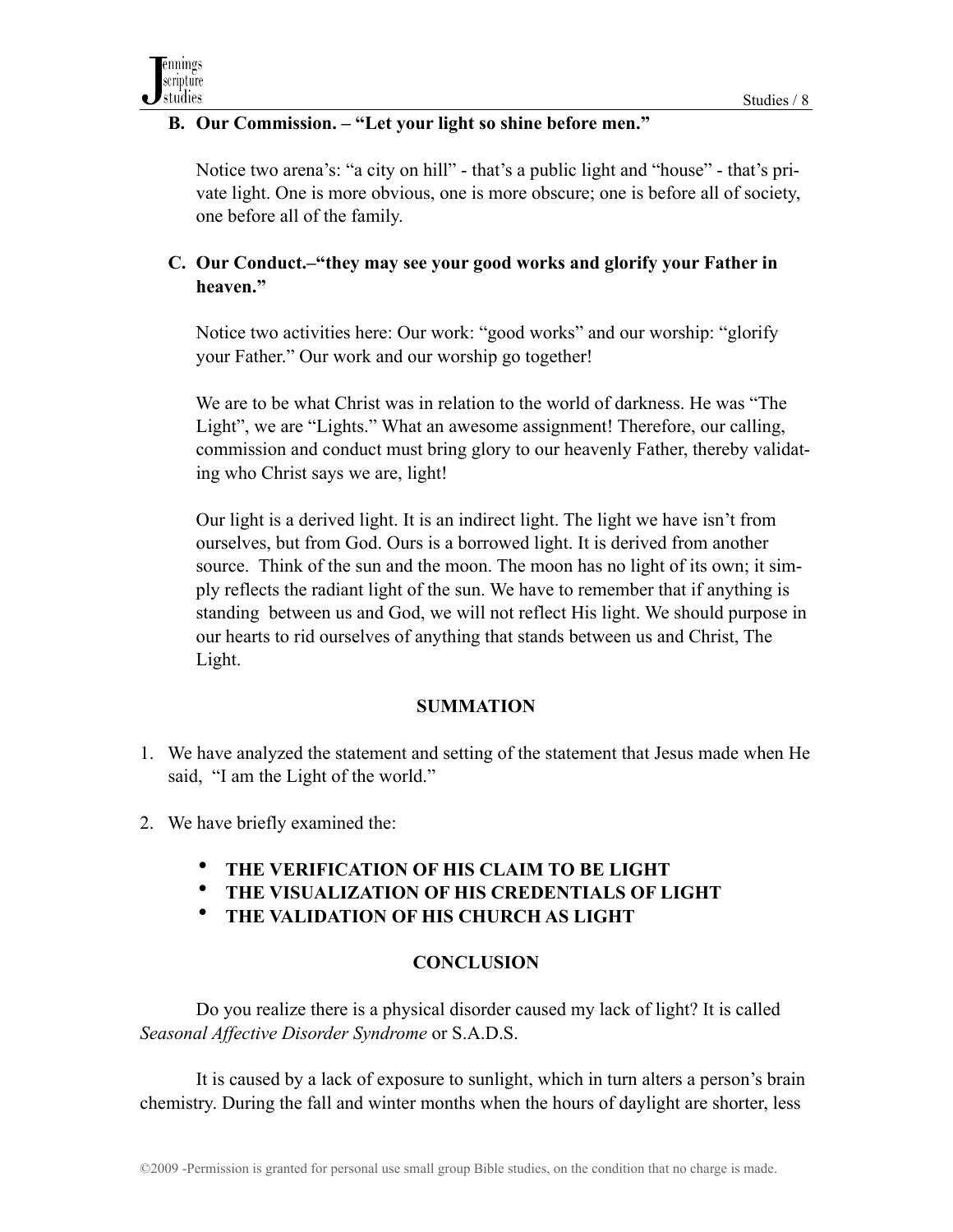**B. Our Commission. – "Let your light so shine before men."**

Notice two arena's: "a city on hill" - that's a public light and "house" - that's private light. One is more obvious, one is more obscure; one is before all of society, one before all of the family.

**C. Our Conduct.–"they may see your good works and glorify your Father in heaven."**

Notice two activities here: Our work: "good works" and our worship: "glorify your Father." Our work and our worship go together!

We are to be what Christ was in relation to the world of darkness. He was "The Light", we are "Lights." What an awesome assignment! Therefore, our calling, commission and conduct must bring glory to our heavenly Father, thereby validating who Christ says we are, light!

Our light is a derived light. It is an indirect light. The light we have isn't from ourselves, but from God. Ours is a borrowed light. It is derived from another source. Think of the sun and the moon. The moon has no light of its own; it simply reflects the radiant light of the sun. We have to remember that if anything is standing between us and God, we will not reflect His light. We should purpose in our hearts to rid ourselves of anything that stands between us and Christ, The Light.

## SUMMATION

1. We have analyzed the statement and setting of the statement that Jesus made when He said, "I am the Light of the world."

2. We have briefly examined the:

   - **THE VERIFICATION OF HIS CLAIM TO BE LIGHT**
   - **THE VISUALIZATION OF HIS CREDENTIALS OF LIGHT**
   - **THE VALIDATION OF HIS CHURCH AS LIGHT**

## CONCLUSION

Do you realize there is a physical disorder caused my lack of light? It is called *Seasonal Affective Disorder Syndrome* or S.A.D.S.

It is caused by a lack of exposure to sunlight, which in turn alters a person's brain chemistry. During the fall and winter months when the hours of daylight are shorter, less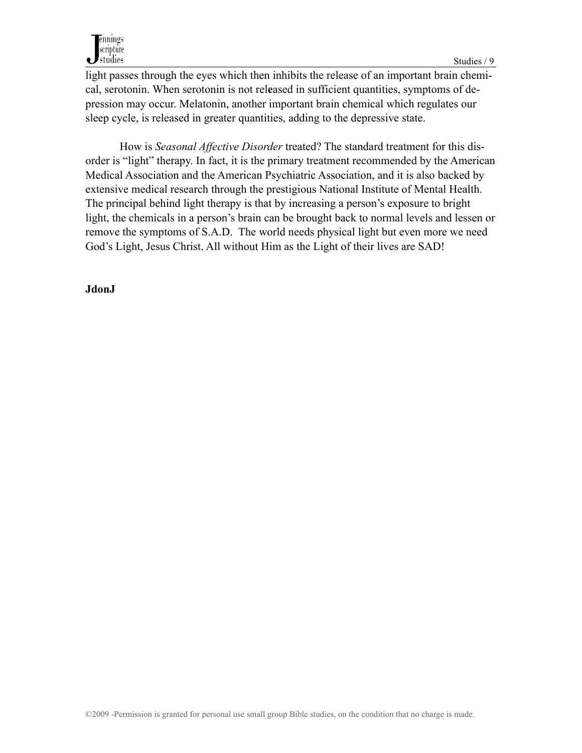light passes through the eyes which then inhibits the release of an important brain chemical, serotonin. When serotonin is not released in sufficient quantities, symptoms of depression may occur. Melatonin, another important brain chemical which regulates our sleep cycle, is released in greater quantities, adding to the depressive state.

How is *Seasonal Affective Disorder* treated? The standard treatment for this disorder is "light" therapy. In fact, it is the primary treatment recommended by the American Medical Association and the American Psychiatric Association, and it is also backed by extensive medical research through the prestigious National Institute of Mental Health. The principal behind light therapy is that by increasing a person's exposure to bright light, the chemicals in a person's brain can be brought back to normal levels and lessen or remove the symptoms of S.A.D. The world needs physical light but even more we need God's Light, Jesus Christ. All without Him as the Light of their lives are SAD!

**JdonJ**

©2009 -Permission is granted for personal use small group Bible studies, on the condition that no charge is made.